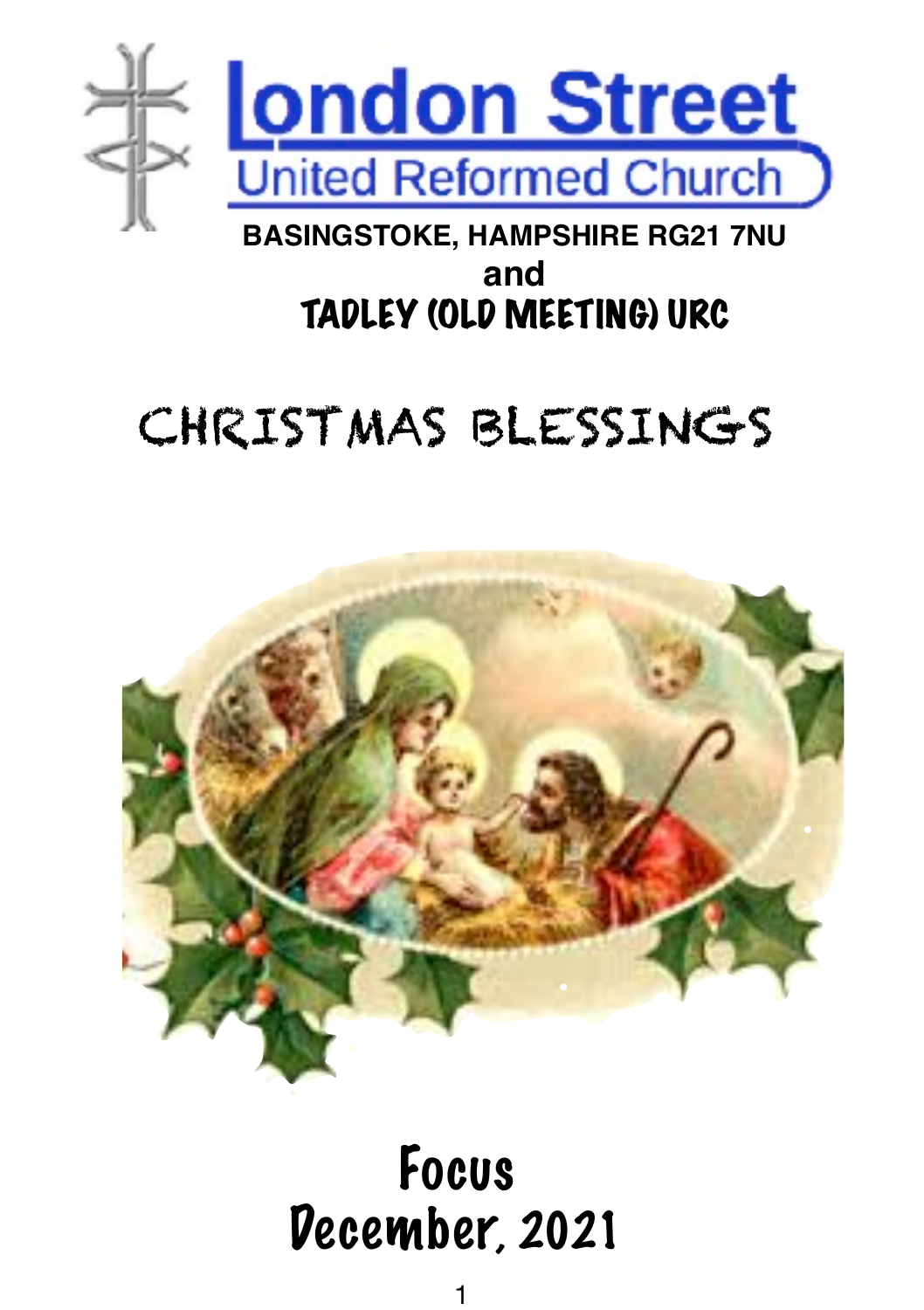# London Street

## United Reformed Church

**BASINGSTOKE, HAMPSHIRE RG21 7NU**

**and**

## TADLEY (OLD MEETING) URC

# CHRISTMAS BLESSINGS

# Focus

# December, 2021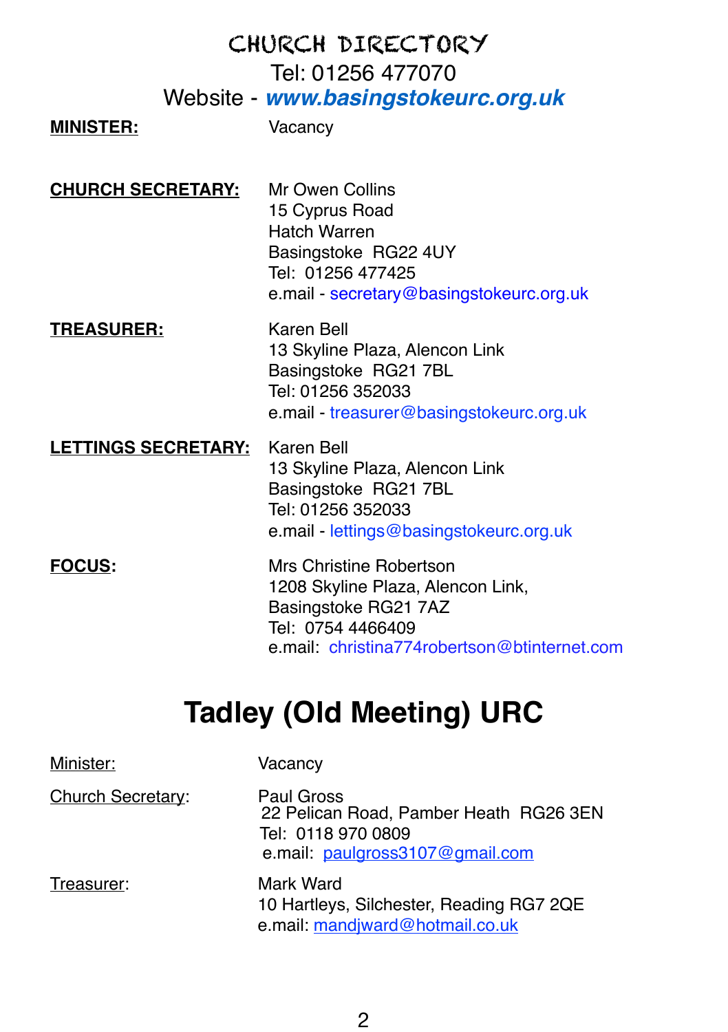# CHURCH DIRECTORY

Tel: 01256 477070

Website - ***www.basingstokeurc.org.uk***

**MINISTER:** Vacancy

**CHURCH SECRETARY:**
Mr Owen Collins
15 Cyprus Road
Hatch Warren
Basingstoke  RG22 4UY
Tel:  01256 477425
e.mail - secretary@basingstokeurc.org.uk

**TREASURER:**
Karen Bell
13 Skyline Plaza, Alencon Link
Basingstoke  RG21 7BL
Tel: 01256 352033
e.mail - treasurer@basingstokeurc.org.uk

**LETTINGS SECRETARY:**
Karen Bell
13 Skyline Plaza, Alencon Link
Basingstoke  RG21 7BL
Tel: 01256 352033
e.mail - lettings@basingstokeurc.org.uk

**FOCUS:**
Mrs Christine Robertson
1208 Skyline Plaza, Alencon Link,
Basingstoke RG21 7AZ
Tel:  0754 4466409
e.mail:  christina774robertson@btinternet.com

# Tadley (Old Meeting) URC

Minister: Vacancy

Church Secretary:
Paul Gross
22 Pelican Road, Pamber Heath  RG26 3EN
Tel:  0118 970 0809
e.mail:  paulgross3107@gmail.com

Treasurer:
Mark Ward
10 Hartleys, Silchester, Reading RG7 2QE
e.mail: mandjward@hotmail.co.uk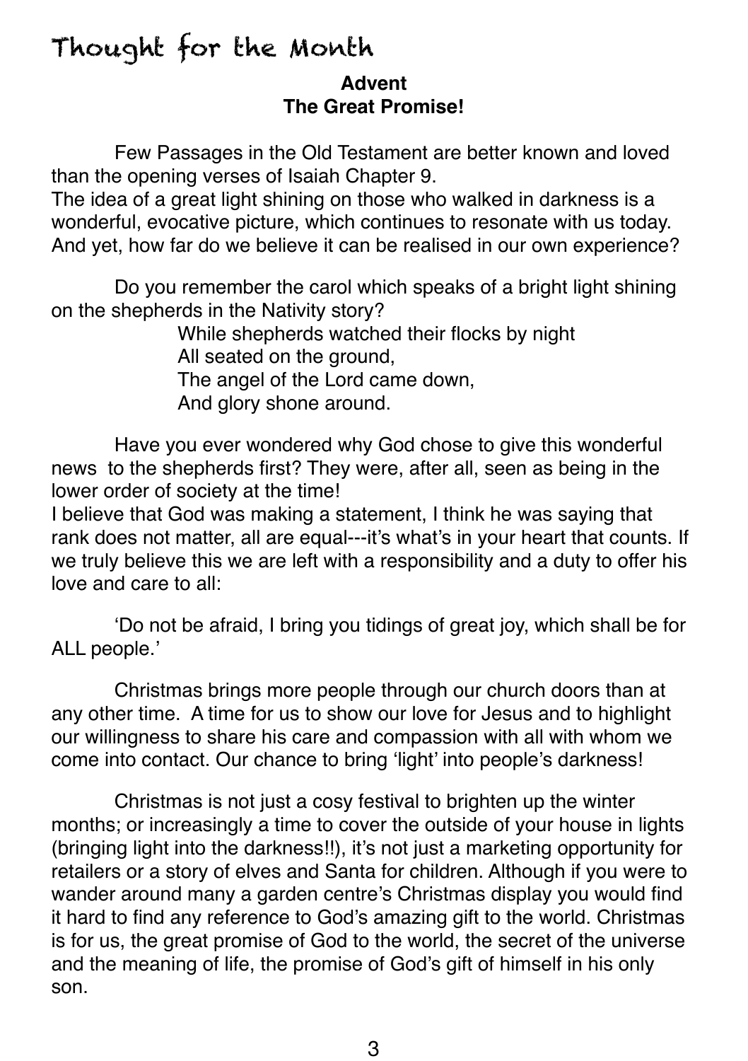# Thought for the Month

**Advent**
**The Great Promise!**

Few Passages in the Old Testament are better known and loved than the opening verses of Isaiah Chapter 9.
The idea of a great light shining on those who walked in darkness is a wonderful, evocative picture, which continues to resonate with us today. And yet, how far do we believe it can be realised in our own experience?

Do you remember the carol which speaks of a bright light shining on the shepherds in the Nativity story?

While shepherds watched their flocks by night
All seated on the ground,
The angel of the Lord came down,
And glory shone around.

Have you ever wondered why God chose to give this wonderful news to the shepherds first? They were, after all, seen as being in the lower order of society at the time!
I believe that God was making a statement, I think he was saying that rank does not matter, all are equal---it's what's in your heart that counts. If we truly believe this we are left with a responsibility and a duty to offer his love and care to all:

'Do not be afraid, I bring you tidings of great joy, which shall be for ALL people.'

Christmas brings more people through our church doors than at any other time. A time for us to show our love for Jesus and to highlight our willingness to share his care and compassion with all with whom we come into contact. Our chance to bring 'light' into people's darkness!

Christmas is not just a cosy festival to brighten up the winter months; or increasingly a time to cover the outside of your house in lights (bringing light into the darkness!!), it's not just a marketing opportunity for retailers or a story of elves and Santa for children. Although if you were to wander around many a garden centre's Christmas display you would find it hard to find any reference to God's amazing gift to the world. Christmas is for us, the great promise of God to the world, the secret of the universe and the meaning of life, the promise of God's gift of himself in his only son.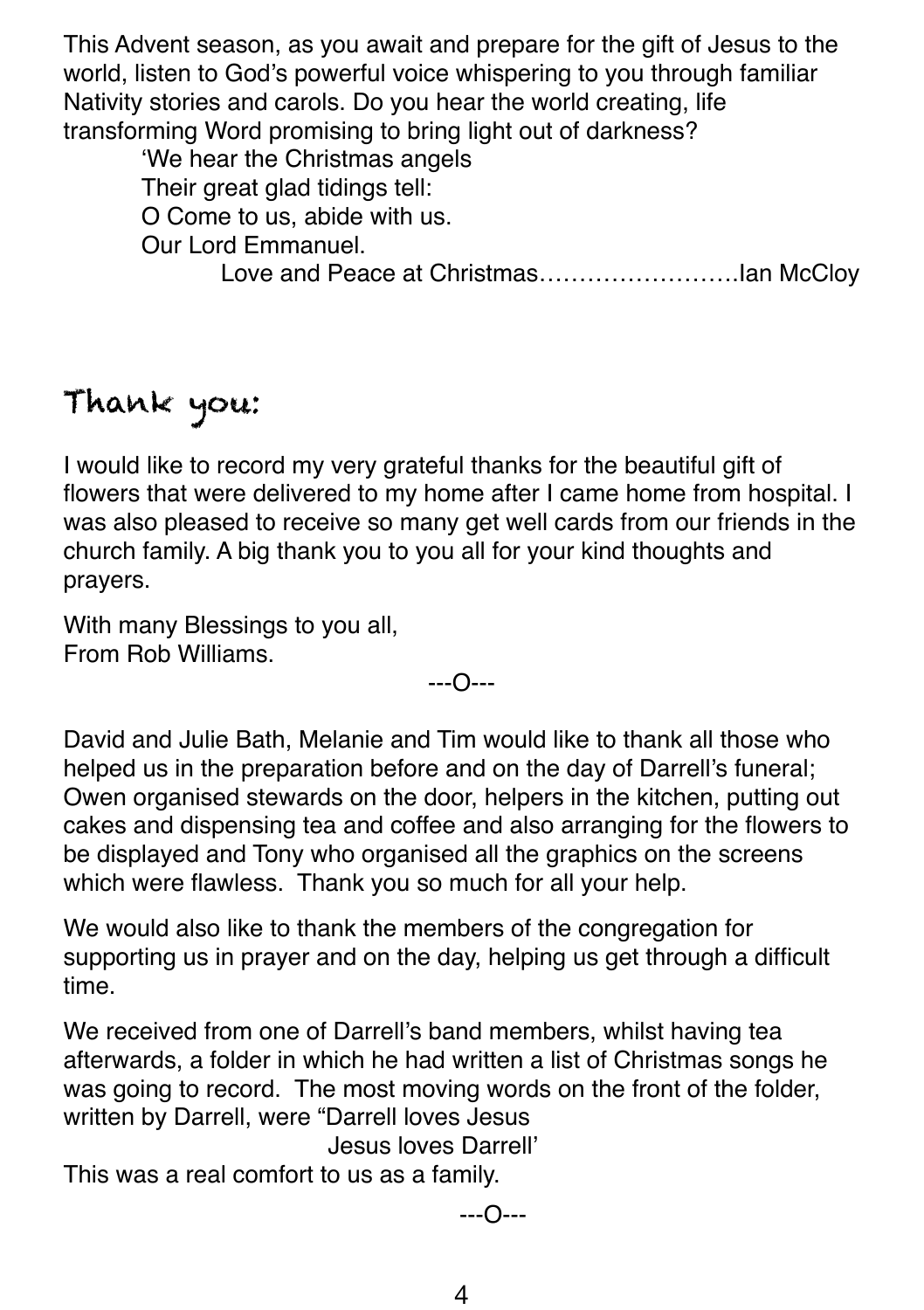This Advent season, as you await and prepare for the gift of Jesus to the world, listen to God's powerful voice whispering to you through familiar Nativity stories and carols. Do you hear the world creating, life transforming Word promising to bring light out of darkness?

> 'We hear the Christmas angels  
> Their great glad tidings tell:  
> O Come to us, abide with us.  
> Our Lord Emmanuel.

Love and Peace at Christmas…………………….Ian McCloy

## Thank you:

I would like to record my very grateful thanks for the beautiful gift of flowers that were delivered to my home after I came home from hospital. I was also pleased to receive so many get well cards from our friends in the church family. A big thank you to you all for your kind thoughts and prayers.

With many Blessings to you all,  
From Rob Williams.

---O---

David and Julie Bath, Melanie and Tim would like to thank all those who helped us in the preparation before and on the day of Darrell's funeral; Owen organised stewards on the door, helpers in the kitchen, putting out cakes and dispensing tea and coffee and also arranging for the flowers to be displayed and Tony who organised all the graphics on the screens which were flawless. Thank you so much for all your help.

We would also like to thank the members of the congregation for supporting us in prayer and on the day, helping us get through a difficult time.

We received from one of Darrell's band members, whilst having tea afterwards, a folder in which he had written a list of Christmas songs he was going to record. The most moving words on the front of the folder, written by Darrell, were "Darrell loves Jesus  
Jesus loves Darrell'  
This was a real comfort to us as a family.

---O---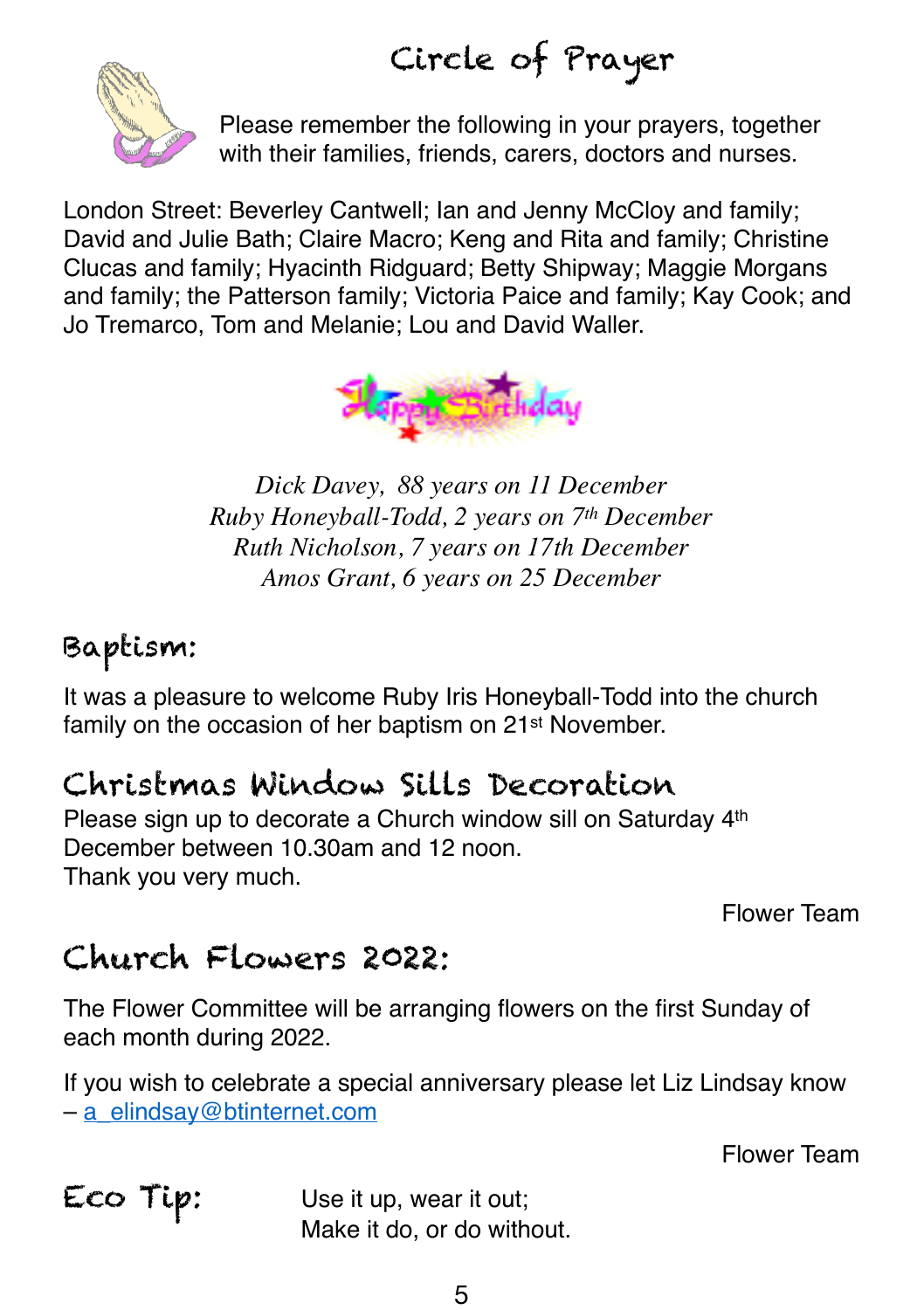# Circle of Prayer

Please remember the following in your prayers, together with their families, friends, carers, doctors and nurses.

London Street: Beverley Cantwell; Ian and Jenny McCloy and family; David and Julie Bath; Claire Macro; Keng and Rita and family; Christine Clucas and family; Hyacinth Ridguard; Betty Shipway; Maggie Morgans and family; the Patterson family; Victoria Paice and family; Kay Cook; and Jo Tremarco, Tom and Melanie; Lou and David Waller.

Happy Birthday

*Dick Davey, 88 years on 11 December*
*Ruby Honeyball-Todd, 2 years on 7th December*
*Ruth Nicholson, 7 years on 17th December*
*Amos Grant, 6 years on 25 December*

## Baptism:

It was a pleasure to welcome Ruby Iris Honeyball-Todd into the church family on the occasion of her baptism on 21st November.

## Christmas Window Sills Decoration

Please sign up to decorate a Church window sill on Saturday 4th December between 10.30am and 12 noon.
Thank you very much.

Flower Team

## Church Flowers 2022:

The Flower Committee will be arranging flowers on the first Sunday of each month during 2022.

If you wish to celebrate a special anniversary please let Liz Lindsay know – a_elindsay@btinternet.com

Flower Team

## Eco Tip:

Use it up, wear it out;
Make it do, or do without.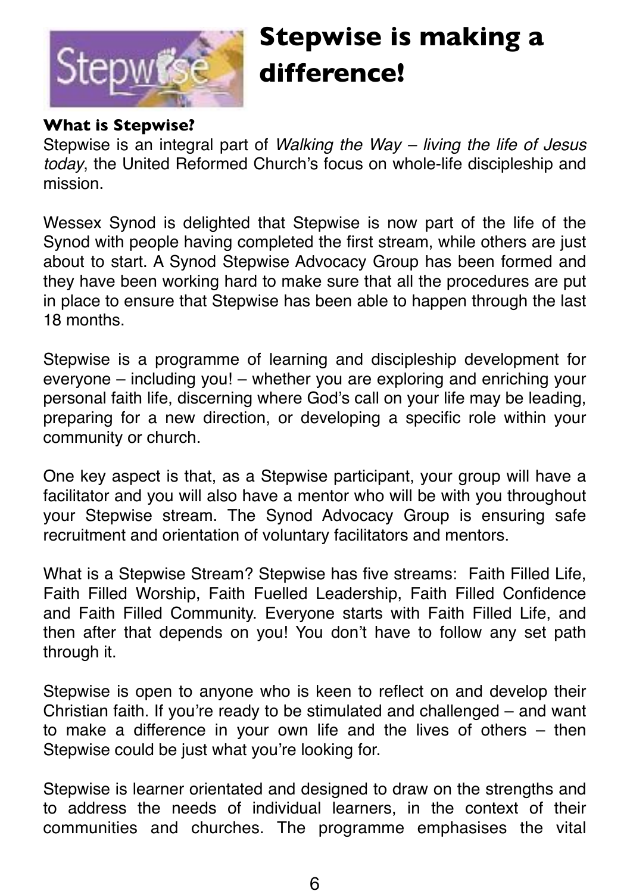# Stepwise is making a difference!

**What is Stepwise?**

Stepwise is an integral part of *Walking the Way – living the life of Jesus today*, the United Reformed Church's focus on whole-life discipleship and mission.

Wessex Synod is delighted that Stepwise is now part of the life of the Synod with people having completed the first stream, while others are just about to start. A Synod Stepwise Advocacy Group has been formed and they have been working hard to make sure that all the procedures are put in place to ensure that Stepwise has been able to happen through the last 18 months.

Stepwise is a programme of learning and discipleship development for everyone – including you! – whether you are exploring and enriching your personal faith life, discerning where God's call on your life may be leading, preparing for a new direction, or developing a specific role within your community or church.

One key aspect is that, as a Stepwise participant, your group will have a facilitator and you will also have a mentor who will be with you throughout your Stepwise stream. The Synod Advocacy Group is ensuring safe recruitment and orientation of voluntary facilitators and mentors.

What is a Stepwise Stream? Stepwise has five streams: Faith Filled Life, Faith Filled Worship, Faith Fuelled Leadership, Faith Filled Confidence and Faith Filled Community. Everyone starts with Faith Filled Life, and then after that depends on you! You don't have to follow any set path through it.

Stepwise is open to anyone who is keen to reflect on and develop their Christian faith. If you're ready to be stimulated and challenged – and want to make a difference in your own life and the lives of others – then Stepwise could be just what you're looking for.

Stepwise is learner orientated and designed to draw on the strengths and to address the needs of individual learners, in the context of their communities and churches. The programme emphasises the vital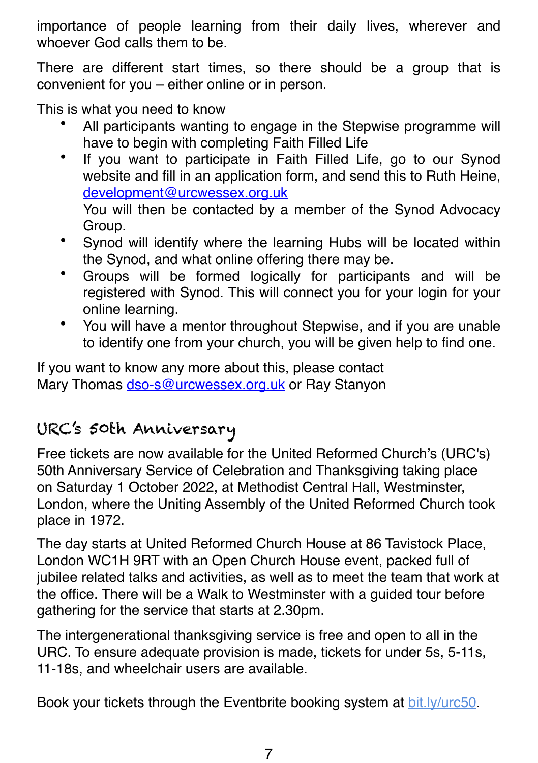importance of people learning from their daily lives, wherever and whoever God calls them to be.

There are different start times, so there should be a group that is convenient for you – either online or in person.

This is what you need to know

- All participants wanting to engage in the Stepwise programme will have to begin with completing Faith Filled Life
- If you want to participate in Faith Filled Life, go to our Synod website and fill in an application form, and send this to Ruth Heine, development@urcwessex.org.uk
  You will then be contacted by a member of the Synod Advocacy Group.
- Synod will identify where the learning Hubs will be located within the Synod, and what online offering there may be.
- Groups will be formed logically for participants and will be registered with Synod. This will connect you for your login for your online learning.
- You will have a mentor throughout Stepwise, and if you are unable to identify one from your church, you will be given help to find one.

If you want to know any more about this, please contact
Mary Thomas dso-s@urcwessex.org.uk or Ray Stanyon

## URC's 50th Anniversary

Free tickets are now available for the United Reformed Church's (URC's) 50th Anniversary Service of Celebration and Thanksgiving taking place on Saturday 1 October 2022, at Methodist Central Hall, Westminster, London, where the Uniting Assembly of the United Reformed Church took place in 1972.

The day starts at United Reformed Church House at 86 Tavistock Place, London WC1H 9RT with an Open Church House event, packed full of jubilee related talks and activities, as well as to meet the team that work at the office. There will be a Walk to Westminster with a guided tour before gathering for the service that starts at 2.30pm.

The intergenerational thanksgiving service is free and open to all in the URC. To ensure adequate provision is made, tickets for under 5s, 5-11s, 11-18s, and wheelchair users are available.

Book your tickets through the Eventbrite booking system at bit.ly/urc50.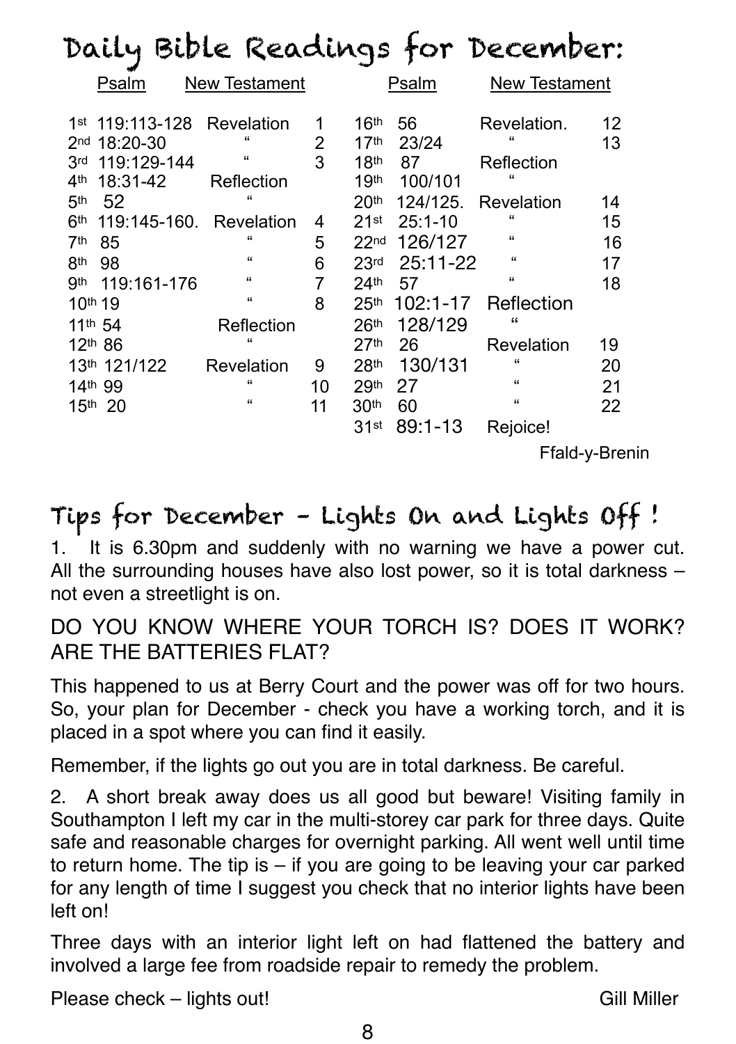# Daily Bible Readings for December:

| | Psalm | New Testament | | | Psalm | New Testament | |
|---|---|---|---|---|---|---|---|
| 1st | 119:113-128 | Revelation | 1 | 16th | 56 | Revelation. | 12 |
| 2nd | 18:20-30 | " | 2 | 17th | 23/24 | " | 13 |
| 3rd | 119:129-144 | " | 3 | 18th | 87 | Reflection | |
| 4th | 18:31-42 | Reflection | | 19th | 100/101 | " | |
| 5th | 52 | " | | 20th | 124/125. | Revelation | 14 |
| 6th | 119:145-160. | Revelation | 4 | 21st | 25:1-10 | " | 15 |
| 7th | 85 | " | 5 | 22nd | 126/127 | " | 16 |
| 8th | 98 | " | 6 | 23rd | 25:11-22 | " | 17 |
| 9th | 119:161-176 | " | 7 | 24th | 57 | " | 18 |
| 10th | 19 | " | 8 | 25th | 102:1-17 | Reflection | |
| 11th | 54 | Reflection | | 26th | 128/129 | " | |
| 12th | 86 | " | | 27th | 26 | Revelation | 19 |
| 13th | 121/122 | Revelation | 9 | 28th | 130/131 | " | 20 |
| 14th | 99 | " | 10 | 29th | 27 | " | 21 |
| 15th | 20 | " | 11 | 30th | 60 | " | 22 |
| | | | | 31st | 89:1-13 | Rejoice! | |

Ffald-y-Brenin

# Tips for December - Lights On and Lights Off !

1. It is 6.30pm and suddenly with no warning we have a power cut. All the surrounding houses have also lost power, so it is total darkness – not even a streetlight is on.

DO YOU KNOW WHERE YOUR TORCH IS? DOES IT WORK? ARE THE BATTERIES FLAT?

This happened to us at Berry Court and the power was off for two hours. So, your plan for December - check you have a working torch, and it is placed in a spot where you can find it easily.

Remember, if the lights go out you are in total darkness. Be careful.

2. A short break away does us all good but beware! Visiting family in Southampton I left my car in the multi-storey car park for three days. Quite safe and reasonable charges for overnight parking. All went well until time to return home. The tip is – if you are going to be leaving your car parked for any length of time I suggest you check that no interior lights have been left on!

Three days with an interior light left on had flattened the battery and involved a large fee from roadside repair to remedy the problem.

Please check – lights out!

Gill Miller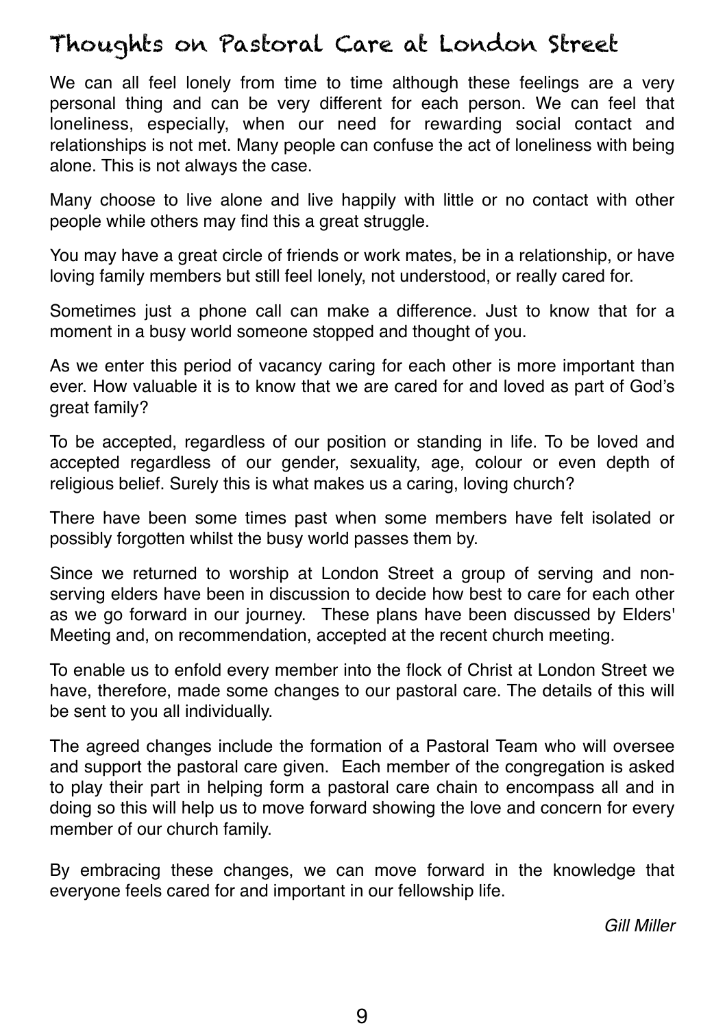# Thoughts on Pastoral Care at London Street

We can all feel lonely from time to time although these feelings are a very personal thing and can be very different for each person. We can feel that loneliness, especially, when our need for rewarding social contact and relationships is not met. Many people can confuse the act of loneliness with being alone. This is not always the case.

Many choose to live alone and live happily with little or no contact with other people while others may find this a great struggle.

You may have a great circle of friends or work mates, be in a relationship, or have loving family members but still feel lonely, not understood, or really cared for.

Sometimes just a phone call can make a difference. Just to know that for a moment in a busy world someone stopped and thought of you.

As we enter this period of vacancy caring for each other is more important than ever. How valuable it is to know that we are cared for and loved as part of God's great family?

To be accepted, regardless of our position or standing in life. To be loved and accepted regardless of our gender, sexuality, age, colour or even depth of religious belief. Surely this is what makes us a caring, loving church?

There have been some times past when some members have felt isolated or possibly forgotten whilst the busy world passes them by.

Since we returned to worship at London Street a group of serving and non-serving elders have been in discussion to decide how best to care for each other as we go forward in our journey. These plans have been discussed by Elders' Meeting and, on recommendation, accepted at the recent church meeting.

To enable us to enfold every member into the flock of Christ at London Street we have, therefore, made some changes to our pastoral care. The details of this will be sent to you all individually.

The agreed changes include the formation of a Pastoral Team who will oversee and support the pastoral care given. Each member of the congregation is asked to play their part in helping form a pastoral care chain to encompass all and in doing so this will help us to move forward showing the love and concern for every member of our church family.

By embracing these changes, we can move forward in the knowledge that everyone feels cared for and important in our fellowship life.

*Gill Miller*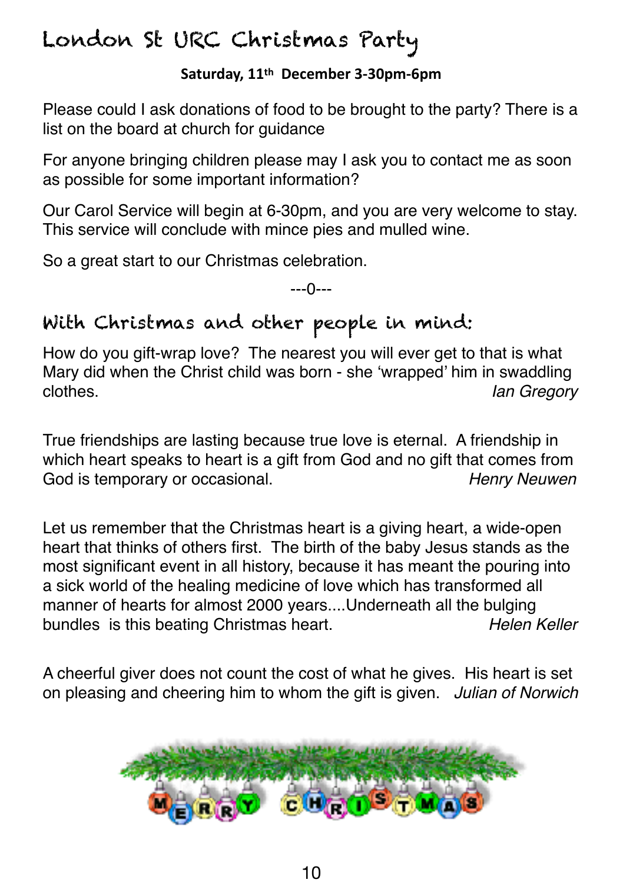# London St URC Christmas Party

**Saturday, 11th December 3-30pm-6pm**

Please could I ask donations of food to be brought to the party? There is a list on the board at church for guidance

For anyone bringing children please may I ask you to contact me as soon as possible for some important information?

Our Carol Service will begin at 6-30pm, and you are very welcome to stay. This service will conclude with mince pies and mulled wine.

So a great start to our Christmas celebration.

---0---

# With Christmas and other people in mind:

How do you gift-wrap love? The nearest you will ever get to that is what Mary did when the Christ child was born - she 'wrapped' him in swaddling clothes. *Ian Gregory*

True friendships are lasting because true love is eternal. A friendship in which heart speaks to heart is a gift from God and no gift that comes from God is temporary or occasional. *Henry Neuwen*

Let us remember that the Christmas heart is a giving heart, a wide-open heart that thinks of others first. The birth of the baby Jesus stands as the most significant event in all history, because it has meant the pouring into a sick world of the healing medicine of love which has transformed all manner of hearts for almost 2000 years....Underneath all the bulging bundles is this beating Christmas heart. *Helen Keller*

A cheerful giver does not count the cost of what he gives. His heart is set on pleasing and cheering him to whom the gift is given. *Julian of Norwich*

MERRY CHRISTMAS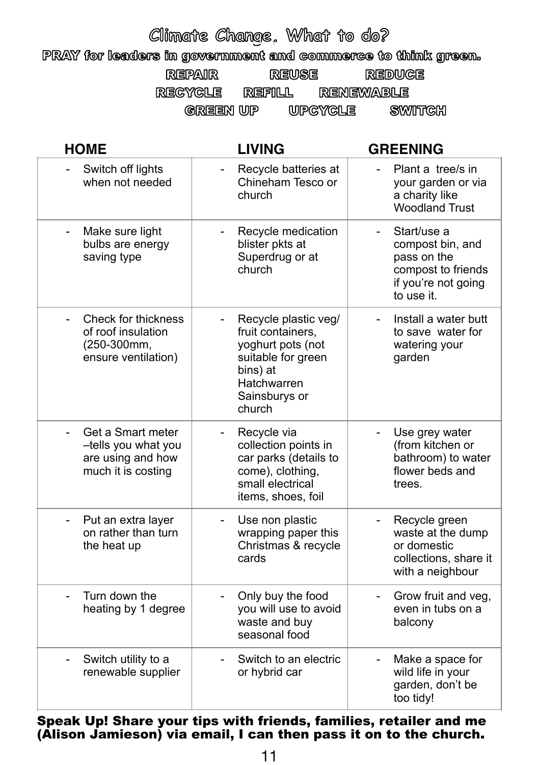# Climate Change, What to do?

**PRAY for leaders in government and commerce to think green.**

**REPAIR REUSE REDUCE**

**RECYCLE REFILL RENEWABLE**

**GREEN UP UPCYCLE SWITCH**

| HOME | LIVING | GREENING |
| --- | --- | --- |
| - Switch off lights when not needed | - Recycle batteries at Chineham Tesco or church | - Plant a tree/s in your garden or via a charity like Woodland Trust |
| - Make sure light bulbs are energy saving type | - Recycle medication blister pkts at Superdrug or at church | - Start/use a compost bin, and pass on the compost to friends if you're not going to use it. |
| - Check for thickness of roof insulation (250-300mm, ensure ventilation) | - Recycle plastic veg/ fruit containers, yoghurt pots (not suitable for green bins) at Hatchwarren Sainsburys or church | - Install a water butt to save water for watering your garden |
| - Get a Smart meter –tells you what you are using and how much it is costing | - Recycle via collection points in car parks (details to come), clothing, small electrical items, shoes, foil | - Use grey water (from kitchen or bathroom) to water flower beds and trees. |
| - Put an extra layer on rather than turn the heat up | - Use non plastic wrapping paper this Christmas & recycle cards | - Recycle green waste at the dump or domestic collections, share it with a neighbour |
| - Turn down the heating by 1 degree | - Only buy the food you will use to avoid waste and buy seasonal food | - Grow fruit and veg, even in tubs on a balcony |
| - Switch utility to a renewable supplier | - Switch to an electric or hybrid car | - Make a space for wild life in your garden, don't be too tidy! |

**Speak Up! Share your tips with friends, families, retailer and me (Alison Jamieson) via email, I can then pass it on to the church.**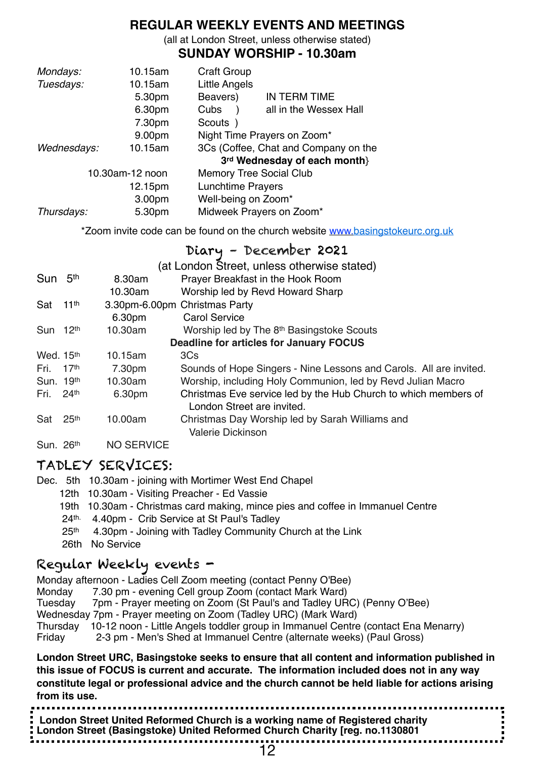## REGULAR WEEKLY EVENTS AND MEETINGS

(all at London Street, unless otherwise stated)

### SUNDAY WORSHIP - 10.30am

| | | | |
|---|---|---|---|
| *Mondays:* | 10.15am | Craft Group | |
| *Tuesdays:* | 10.15am | Little Angels | |
| | 5.30pm | Beavers) | IN TERM TIME |
| | 6.30pm | Cubs ) | all in the Wessex Hall |
| | 7.30pm | Scouts ) | |
| | 9.00pm | Night Time Prayers on Zoom* | |
| *Wednesdays:* | 10.15am | 3Cs (Coffee, Chat and Company on the **3rd Wednesday of each month**} | |
| | 10.30am-12 noon | Memory Tree Social Club | |
| | 12.15pm | Lunchtime Prayers | |
| | 3.00pm | Well-being on Zoom* | |
| *Thursdays:* | 5.30pm | Midweek Prayers on Zoom* | |

*Zoom invite code can be found on the church website www.basingstokeurc.org.uk

## Diary – December 2021

(at London Street, unless otherwise stated)

| | | |
|---|---|---|
| Sun 5th | 8.30am | Prayer Breakfast in the Hook Room |
| | 10.30am | Worship led by Revd Howard Sharp |
| Sat 11th | 3.30pm-6.00pm | Christmas Party |
| | 6.30pm | Carol Service |
| Sun 12th | 10.30am | Worship led by The 8th Basingstoke Scouts |
| | | **Deadline for articles for January FOCUS** |
| Wed. 15th | 10.15am | 3Cs |
| Fri. 17th | 7.30pm | Sounds of Hope Singers - Nine Lessons and Carols. All are invited. |
| Sun. 19th | 10.30am | Worship, including Holy Communion, led by Revd Julian Macro |
| Fri. 24th | 6.30pm | Christmas Eve service led by the Hub Church to which members of London Street are invited. |
| Sat 25th | 10.00am | Christmas Day Worship led by Sarah Williams and Valerie Dickinson |
| Sun. 26th | NO SERVICE | |

## TADLEY SERVICES:

Dec. 5th 10.30am - joining with Mortimer West End Chapel
12th 10.30am - Visiting Preacher - Ed Vassie
19th 10.30am - Christmas card making, mince pies and coffee in Immanuel Centre
24th. 4.40pm - Crib Service at St Paul's Tadley
25th 4.30pm - Joining with Tadley Community Church at the Link
26th No Service

## Regular Weekly events –

Monday afternoon - Ladies Cell Zoom meeting (contact Penny O'Bee)
Monday 7.30 pm - evening Cell group Zoom (contact Mark Ward)
Tuesday 7pm - Prayer meeting on Zoom (St Paul's and Tadley URC) (Penny O'Bee)
Wednesday 7pm - Prayer meeting on Zoom (Tadley URC) (Mark Ward)
Thursday 10-12 noon - Little Angels toddler group in Immanuel Centre (contact Ena Menarry)
Friday 2-3 pm - Men's Shed at Immanuel Centre (alternate weeks) (Paul Gross)

**London Street URC, Basingstoke seeks to ensure that all content and information published in this issue of FOCUS is current and accurate. The information included does not in any way constitute legal or professional advice and the church cannot be held liable for actions arising from its use.**

**London Street United Reformed Church is a working name of Registered charity London Street (Basingstoke) United Reformed Church Charity [reg. no.1130801**